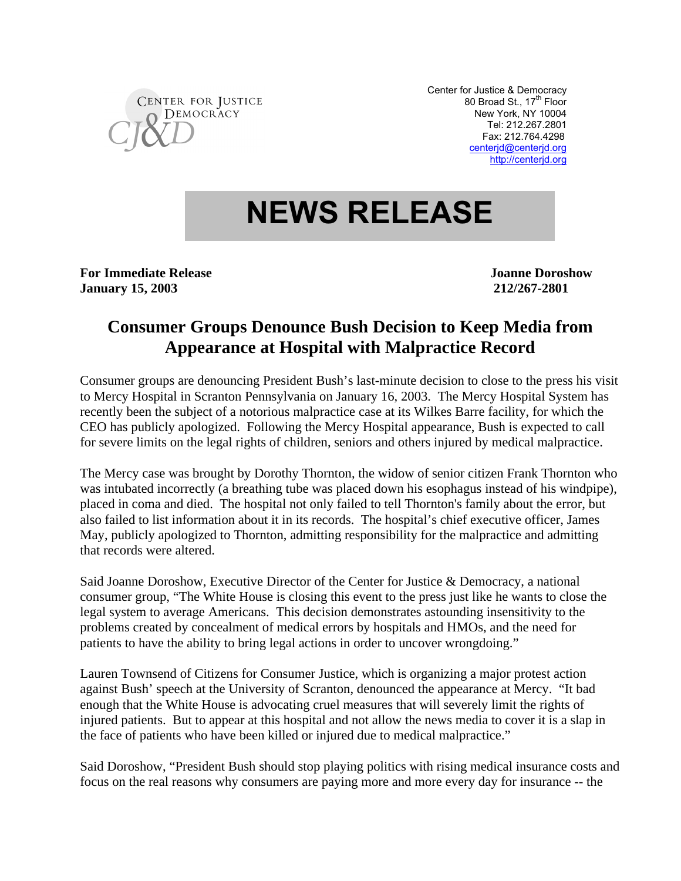CENTER FOR JUSTICE & DEMOCRACY

CJ&D

Center for Justice & Democracy
80 Broad St., 17th Floor
New York, NY 10004
Tel: 212.267.2801
Fax: 212.764.4298
centerjd@centerjd.org
http://centerjd.org

# NEWS RELEASE

**For Immediate Release**
**January 15, 2003**

**Joanne Doroshow**
**212/267-2801**

## Consumer Groups Denounce Bush Decision to Keep Media from Appearance at Hospital with Malpractice Record

Consumer groups are denouncing President Bush's last-minute decision to close to the press his visit to Mercy Hospital in Scranton Pennsylvania on January 16, 2003. The Mercy Hospital System has recently been the subject of a notorious malpractice case at its Wilkes Barre facility, for which the CEO has publicly apologized. Following the Mercy Hospital appearance, Bush is expected to call for severe limits on the legal rights of children, seniors and others injured by medical malpractice.

The Mercy case was brought by Dorothy Thornton, the widow of senior citizen Frank Thornton who was intubated incorrectly (a breathing tube was placed down his esophagus instead of his windpipe), placed in coma and died. The hospital not only failed to tell Thornton's family about the error, but also failed to list information about it in its records. The hospital's chief executive officer, James May, publicly apologized to Thornton, admitting responsibility for the malpractice and admitting that records were altered.

Said Joanne Doroshow, Executive Director of the Center for Justice & Democracy, a national consumer group, "The White House is closing this event to the press just like he wants to close the legal system to average Americans. This decision demonstrates astounding insensitivity to the problems created by concealment of medical errors by hospitals and HMOs, and the need for patients to have the ability to bring legal actions in order to uncover wrongdoing."

Lauren Townsend of Citizens for Consumer Justice, which is organizing a major protest action against Bush' speech at the University of Scranton, denounced the appearance at Mercy. "It bad enough that the White House is advocating cruel measures that will severely limit the rights of injured patients. But to appear at this hospital and not allow the news media to cover it is a slap in the face of patients who have been killed or injured due to medical malpractice."

Said Doroshow, "President Bush should stop playing politics with rising medical insurance costs and focus on the real reasons why consumers are paying more and more every day for insurance -- the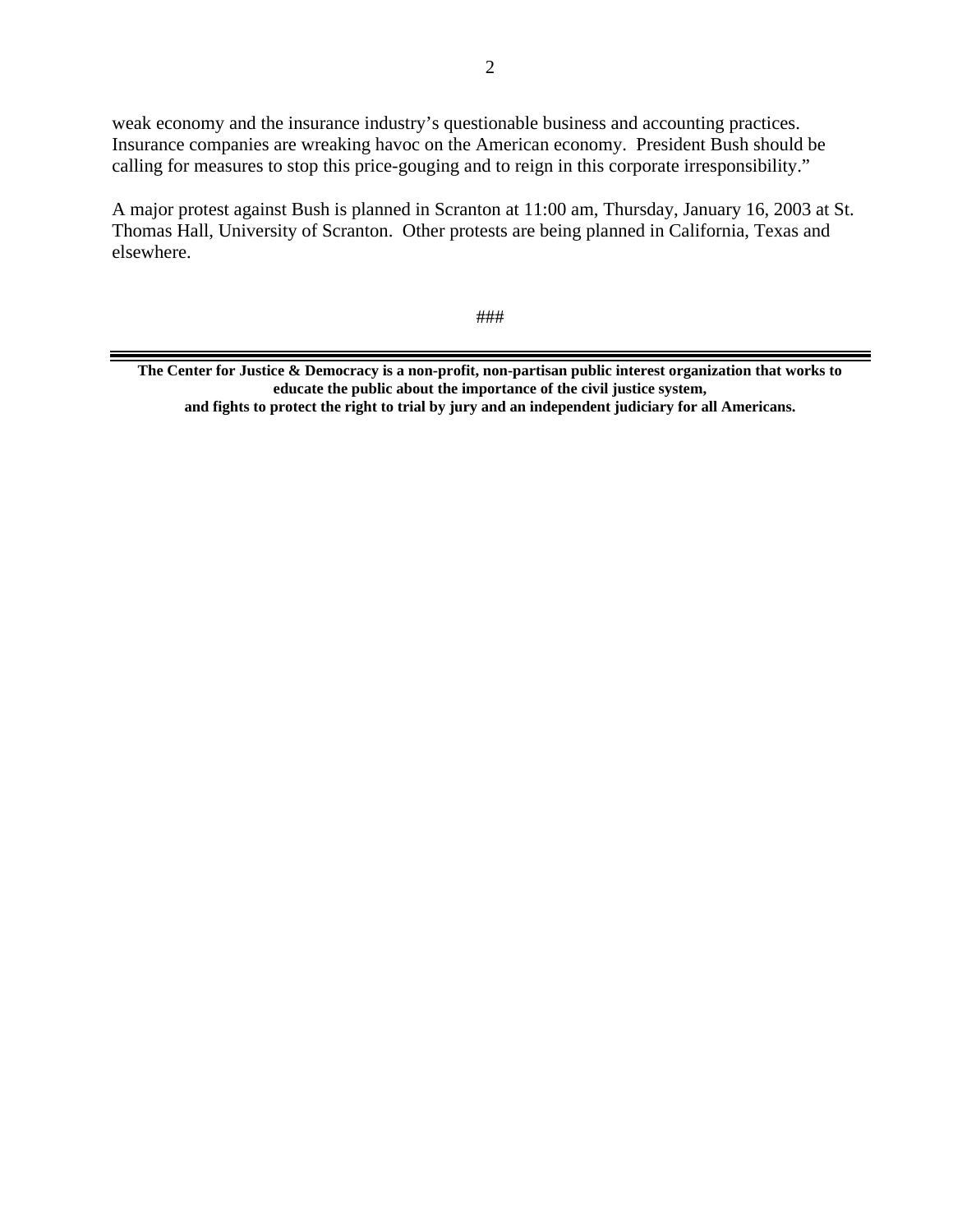weak economy and the insurance industry's questionable business and accounting practices. Insurance companies are wreaking havoc on the American economy. President Bush should be calling for measures to stop this price-gouging and to reign in this corporate irresponsibility."

A major protest against Bush is planned in Scranton at 11:00 am, Thursday, January 16, 2003 at St. Thomas Hall, University of Scranton. Other protests are being planned in California, Texas and elsewhere.

###

---

**The Center for Justice & Democracy is a non-profit, non-partisan public interest organization that works to educate the public about the importance of the civil justice system, and fights to protect the right to trial by jury and an independent judiciary for all Americans.**